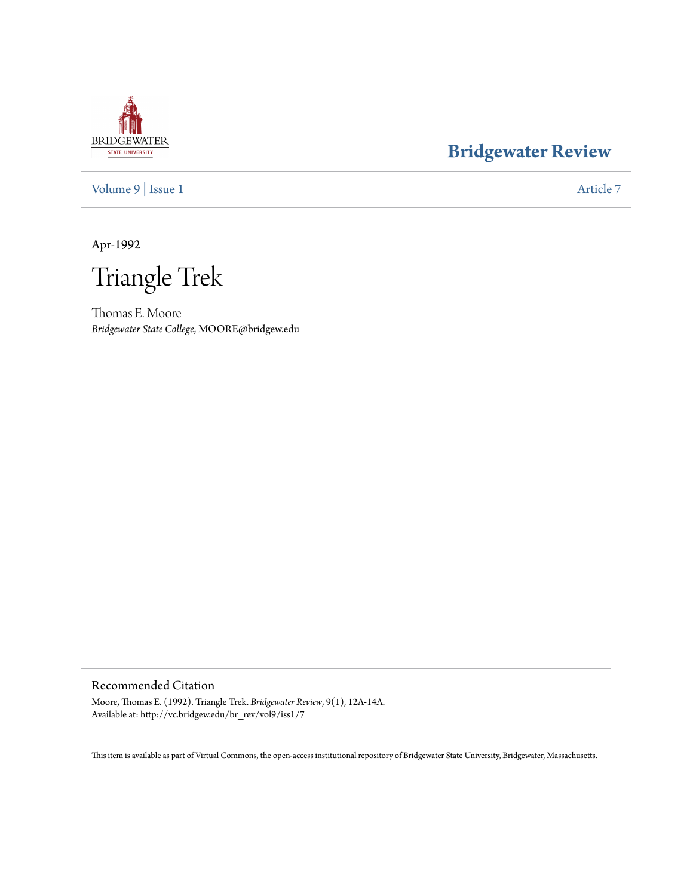# Bridgewater Review

Volume 9 | Issue 1 Article 7

Apr-1992

# Triangle Trek

Thomas E. Moore
*Bridgewater State College*, MOORE@bridgew.edu

## Recommended Citation

Moore, Thomas E. (1992). Triangle Trek. *Bridgewater Review*, 9(1), 12A-14A.
Available at: http://vc.bridgew.edu/br_rev/vol9/iss1/7

This item is available as part of Virtual Commons, the open-access institutional repository of Bridgewater State University, Bridgewater, Massachusetts.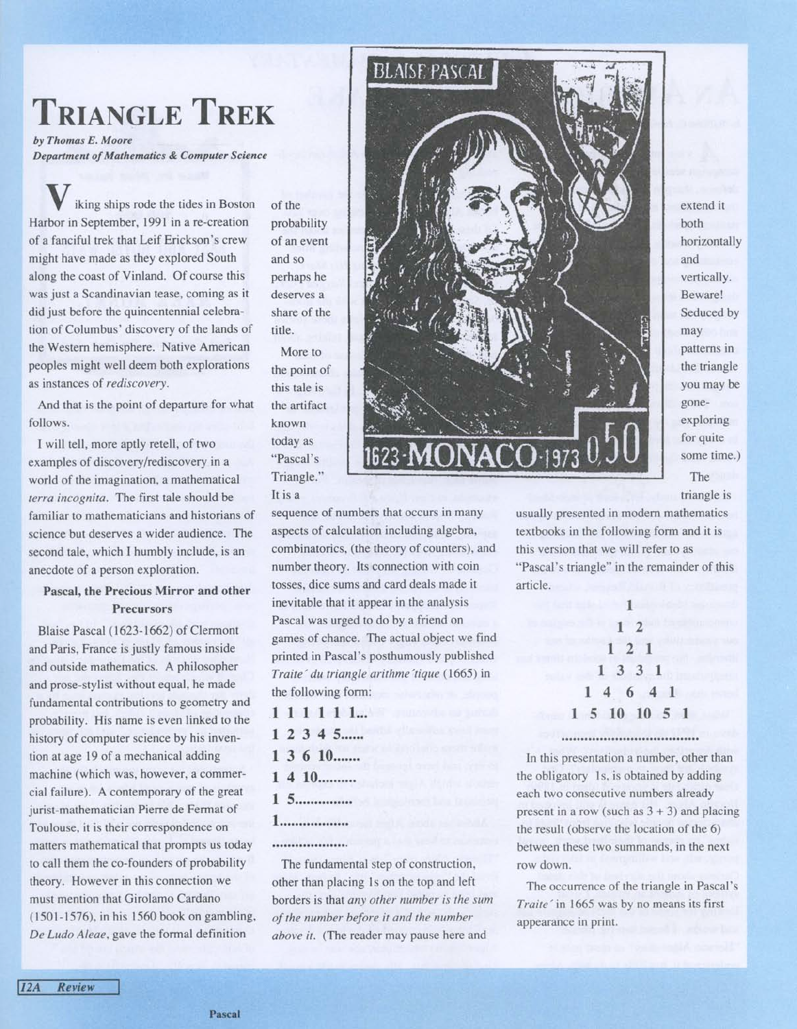# TRIANGLE TREK

*by Thomas E. Moore*
*Department of Mathematics & Computer Science*

Viking ships rode the tides in Boston Harbor in September, 1991 in a re-creation of a fanciful trek that Leif Erickson's crew might have made as they explored South along the coast of Vinland. Of course this was just a Scandinavian tease, coming as it did just before the quincentennial celebration of Columbus' discovery of the lands of the Western hemisphere. Native American peoples might well deem both explorations as instances of *rediscovery*.

And that is the point of departure for what follows.

I will tell, more aptly retell, of two examples of discovery/rediscovery in a world of the imagination, a mathematical *terra incognita*. The first tale should be familiar to mathematicians and historians of science but deserves a wider audience. The second tale, which I humbly include, is an anecdote of a person exploration.

### Pascal, the Precious Mirror and other Precursors

Blaise Pascal (1623-1662) of Clermont and Paris, France is justly famous inside and outside mathematics. A philosopher and prose-stylist without equal, he made fundamental contributions to geometry and probability. His name is even linked to the history of computer science by his invention at age 19 of a mechanical adding machine (which was, however, a commercial failure). A contemporary of the great jurist-mathematician Pierre de Fermat of Toulouse, it is their correspondence on matters mathematical that prompts us today to call them the co-founders of probability theory. However in this connection we must mention that Girolamo Cardano (1501-1576), in his 1560 book on gambling, *De Ludo Aleae*, gave the formal definition of the probability of an event and so perhaps he deserves a share of the title.

More to the point of this tale is the artifact known today as "Pascal's Triangle." It is a sequence of numbers that occurs in many aspects of calculation including algebra, combinatorics, (the theory of counters), and number theory. Its connection with coin tosses, dice sums and card deals made it inevitable that it appear in the analysis Pascal was urged to do by a friend on games of chance. The actual object we find printed in Pascal's posthumously published *Traite´ du triangle arithme´tique* (1665) in the following form:

**1 1 1 1 1 1...**
**1 2 3 4 5......**
**1 3 6 10.......**
**1 4 10..........**
**1 5..............**
**1.................**
**...................**

The fundamental step of construction, other than placing 1s on the top and left borders is that *any other number is the sum of the number before it and the number above it.* (The reader may pause here and extend it both horizontally and vertically. Beware! Seduced by may patterns in the triangle you may be gone-exploring for quite some time.)

The triangle is usually presented in modern mathematics textbooks in the following form and it is this version that we will refer to as "Pascal's triangle" in the remainder of this article.

**1**
**1 2**
**1 2 1**
**1 3 3 1**
**1 4 6 4 1**
**1 5 10 10 5 1**
**...........................**

In this presentation a number, other than the obligatory 1s, is obtained by adding each two consecutive numbers already present in a row (such as 3 + 3) and placing the result (observe the location of the 6) between these two summands, in the next row down.

The occurrence of the triangle in Pascal's *Traite´* in 1665 was by no means its first appearance in print.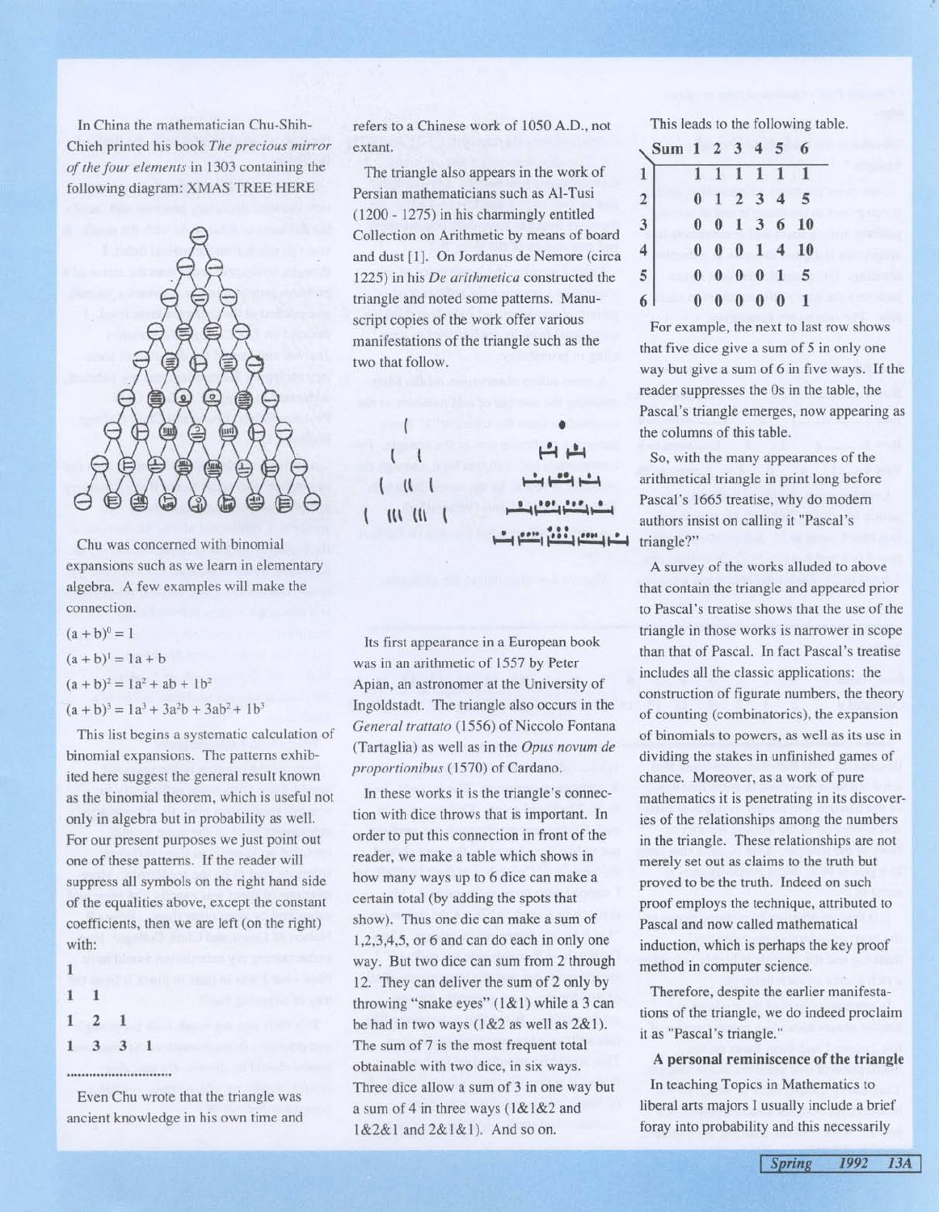In China the mathematician Chu-Shih-Chieh printed his book *The precious mirror of the four elements* in 1303 containing the following diagram: XMAS TREE HERE

Chu was concerned with binomial expansions such as we learn in elementary algebra. A few examples will make the connection.

$(a + b)^0 = 1$

$(a + b)^1 = 1a + b$

$(a + b)^2 = 1a^2 + ab + 1b^2$

$(a + b)^3 = 1a^3 + 3a^2b + 3ab^2 + 1b^3$

This list begins a systematic calculation of binomial expansions. The patterns exhibited here suggest the general result known as the binomial theorem, which is useful not only in algebra but in probability as well. For our present purposes we just point out one of these patterns. If the reader will suppress all symbols on the right hand side of the equalities above, except the constant coefficients, then we are left (on the right) with:

1

1 1

1 2 1

1 3 3 1

..............................

Even Chu wrote that the triangle was ancient knowledge in his own time and refers to a Chinese work of 1050 A.D., not extant.

The triangle also appears in the work of Persian mathematicians such as Al-Tusi (1200 - 1275) in his charmingly entitled Collection on Arithmetic by means of board and dust [1]. On Jordanus de Nemore (circa 1225) in his *De arithmetica* constructed the triangle and noted some patterns. Manuscript copies of the work offer various manifestations of the triangle such as the two that follow.

Its first appearance in a European book was in an arithmetic of 1557 by Peter Apian, an astronomer at the University of Ingoldstadt. The triangle also occurs in the *General trattato* (1556) of Niccolo Fontana (Tartaglia) as well as in the *Opus novum de proportionibus* (1570) of Cardano.

In these works it is the triangle's connection with dice throws that is important. In order to put this connection in front of the reader, we make a table which shows in how many ways up to 6 dice can make a certain total (by adding the spots that show). Thus one die can make a sum of 1,2,3,4,5, or 6 and can do each in only one way. But two dice can sum from 2 through 12. They can deliver the sum of 2 only by throwing "snake eyes" (1&1) while a 3 can be had in two ways (1&2 as well as 2&1). The sum of 7 is the most frequent total obtainable with two dice, in six ways. Three dice allow a sum of 3 in one way but a sum of 4 in three ways (1&1&2 and 1&2&1 and 2&1&1). And so on.

This leads to the following table.

| Sum | 1 | 2 | 3 | 4 | 5 | 6 |
|---|---|---|---|---|---|---|
| 1 | 1 | 1 | 1 | 1 | 1 | 1 |
| 2 | 0 | 1 | 2 | 3 | 4 | 5 |
| 3 | 0 | 0 | 1 | 3 | 6 | 10 |
| 4 | 0 | 0 | 0 | 1 | 4 | 10 |
| 5 | 0 | 0 | 0 | 0 | 1 | 5 |
| 6 | 0 | 0 | 0 | 0 | 0 | 1 |

For example, the next to last row shows that five dice give a sum of 5 in only one way but give a sum of 6 in five ways. If the reader suppresses the 0s in the table, the Pascal's triangle emerges, now appearing as the columns of this table.

So, with the many appearances of the arithmetical triangle in print long before Pascal's 1665 treatise, why do modern authors insist on calling it "Pascal's triangle?"

A survey of the works alluded to above that contain the triangle and appeared prior to Pascal's treatise shows that the use of the triangle in those works is narrower in scope than that of Pascal. In fact Pascal's treatise includes all the classic applications: the construction of figurate numbers, the theory of counting (combinatorics), the expansion of binomials to powers, as well as its use in dividing the stakes in unfinished games of chance. Moreover, as a work of pure mathematics it is penetrating in its discoveries of the relationships among the numbers in the triangle. These relationships are not merely set out as claims to the truth but proved to be the truth. Indeed on such proof employs the technique, attributed to Pascal and now called mathematical induction, which is perhaps the key proof method in computer science.

Therefore, despite the earlier manifestations of the triangle, we do indeed proclaim it as "Pascal's triangle."

### A personal reminiscence of the triangle

In teaching Topics in Mathematics to liberal arts majors I usually include a brief foray into probability and this necessarily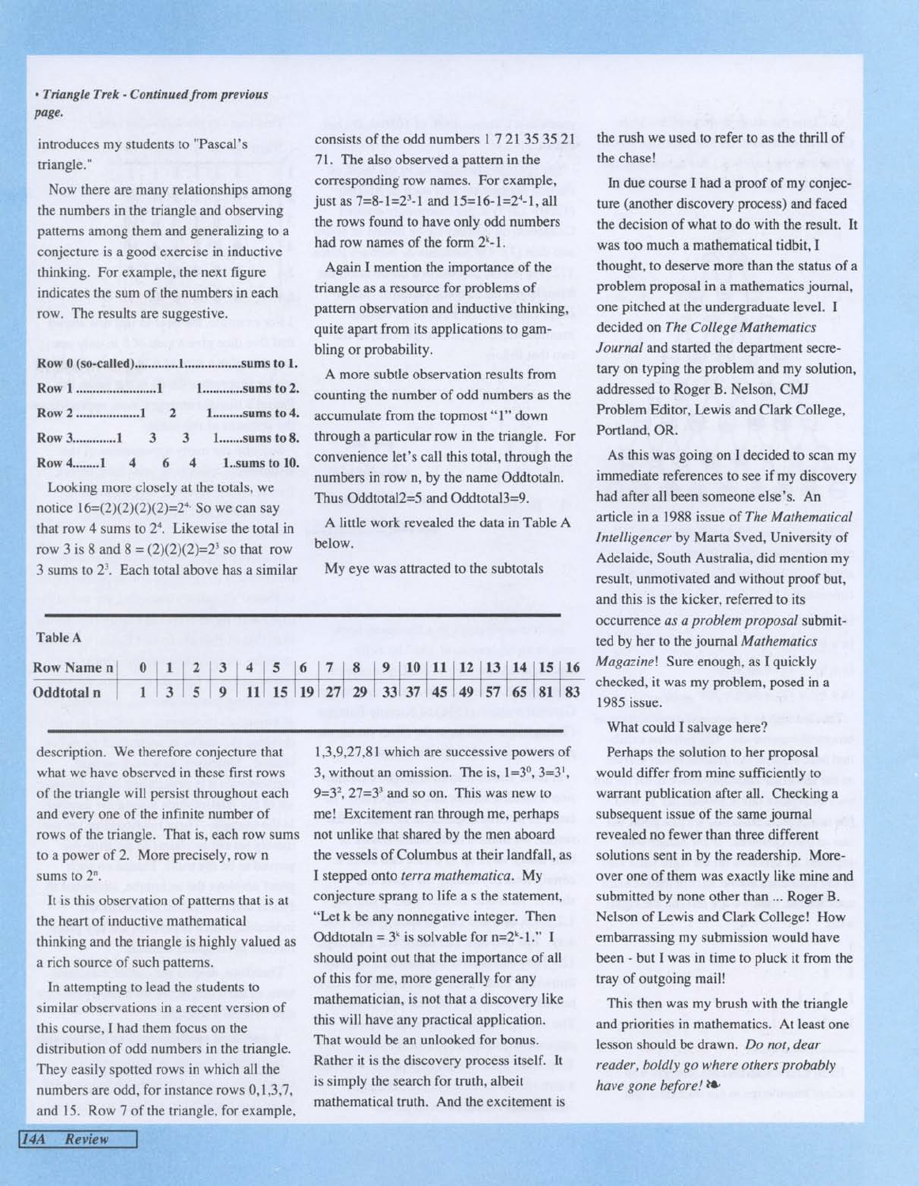*• Triangle Trek - Continued from previous page.*

introduces my students to "Pascal's triangle."

Now there are many relationships among the numbers in the triangle and observing patterns among them and generalizing to a conjecture is a good exercise in inductive thinking. For example, the next figure indicates the sum of the numbers in each row. The results are suggestive.

**Row 0 (so-called).............1.................sums to 1.**

**Row 1 .......................1 1............sums to 2.**

**Row 2 ..................1 2 1.........sums to 4.**

**Row 3............1 3 3 1.......sums to 8.**

**Row 4........1 4 6 4 1..sums to 10.**

Looking more closely at the totals, we notice $16=(2)(2)(2)(2)=2^4$. So we can say that row 4 sums to $2^4$. Likewise the total in row 3 is 8 and $8 = (2)(2)(2)=2^3$ so that row 3 sums to $2^3$. Each total above has a similar description. We therefore conjecture that what we have observed in these first rows of the triangle will persist throughout each and every one of the infinite number of rows of the triangle. That is, each row sums to a power of 2. More precisely, row n sums to $2^n$.

It is this observation of patterns that is at the heart of inductive mathematical thinking and the triangle is highly valued as a rich source of such patterns.

In attempting to lead the students to similar observations in a recent version of this course, I had them focus on the distribution of odd numbers in the triangle. They easily spotted rows in which all the numbers are odd, for instance rows 0,1,3,7, and 15. Row 7 of the triangle, for example, consists of the odd numbers 1 7 21 35 35 21 71. The also observed a pattern in the corresponding row names. For example, just as $7=8-1=2^3-1$ and $15=16-1=2^4-1$, all the rows found to have only odd numbers had row names of the form $2^k-1$.

Again I mention the importance of the triangle as a resource for problems of pattern observation and inductive thinking, quite apart from its applications to gambling or probability.

A more subtle observation results from counting the number of odd numbers as the accumulate from the topmost "1" down through a particular row in the triangle. For convenience let's call this total, through the numbers in row n, by the name Oddtotaln. Thus Oddtotal2=5 and Oddtotal3=9.

A little work revealed the data in Table A below.

My eye was attracted to the subtotals 1,3,9,27,81 which are successive powers of 3, without an omission. The is, $1=3^0$, $3=3^1$, $9=3^2$, $27=3^3$ and so on. This was new to me! Excitement ran through me, perhaps not unlike that shared by the men aboard the vessels of Columbus at their landfall, as I stepped onto *terra mathematica*. My conjecture sprang to life a s the statement, "Let k be any nonnegative integer. Then Oddtotaln = $3^k$ is solvable for $n=2^k-1$." I should point out that the importance of all of this for me, more generally for any mathematician, is not that a discovery like this will have any practical application. That would be an unlooked for bonus. Rather it is the discovery process itself. It is simply the search for truth, albeit mathematical truth. And the excitement is the rush we used to refer to as the thrill of the chase!

**Table A**

| Row Name n | 0 | 1 | 2 | 3 | 4 | 5 | 6 | 7 | 8 | 9 | 10 | 11 | 12 | 13 | 14 | 15 | 16 |
|---|---|---|---|---|---|---|---|---|---|---|---|---|---|---|---|---|---|
| Oddtotal n | 1 | 3 | 5 | 9 | 11 | 15 | 19 | 27 | 29 | 33 | 37 | 45 | 49 | 57 | 65 | 81 | 83 |

In due course I had a proof of my conjecture (another discovery process) and faced the decision of what to do with the result. It was too much a mathematical tidbit, I thought, to deserve more than the status of a problem proposal in a mathematics journal, one pitched at the undergraduate level. I decided on *The College Mathematics Journal* and started the department secretary on typing the problem and my solution, addressed to Roger B. Nelson, CMJ Problem Editor, Lewis and Clark College, Portland, OR.

As this was going on I decided to scan my immediate references to see if my discovery had after all been someone else's. An article in a 1988 issue of *The Mathematical Intelligencer* by Marta Sved, University of Adelaide, South Australia, did mention my result, unmotivated and without proof but, and this is the kicker, referred to its occurrence *as a problem proposal* submitted by her to the journal *Mathematics Magazine*! Sure enough, as I quickly checked, it was my problem, posed in a 1985 issue.

What could I salvage here?

Perhaps the solution to her proposal would differ from mine sufficiently to warrant publication after all. Checking a subsequent issue of the same journal revealed no fewer than three different solutions sent in by the readership. Moreover one of them was exactly like mine and submitted by none other than ... Roger B. Nelson of Lewis and Clark College! How embarrassing my submission would have been - but I was in time to pluck it from the tray of outgoing mail!

This then was my brush with the triangle and priorities in mathematics. At least one lesson should be drawn. *Do not, dear reader, boldly go where others probably have gone before!* ❧